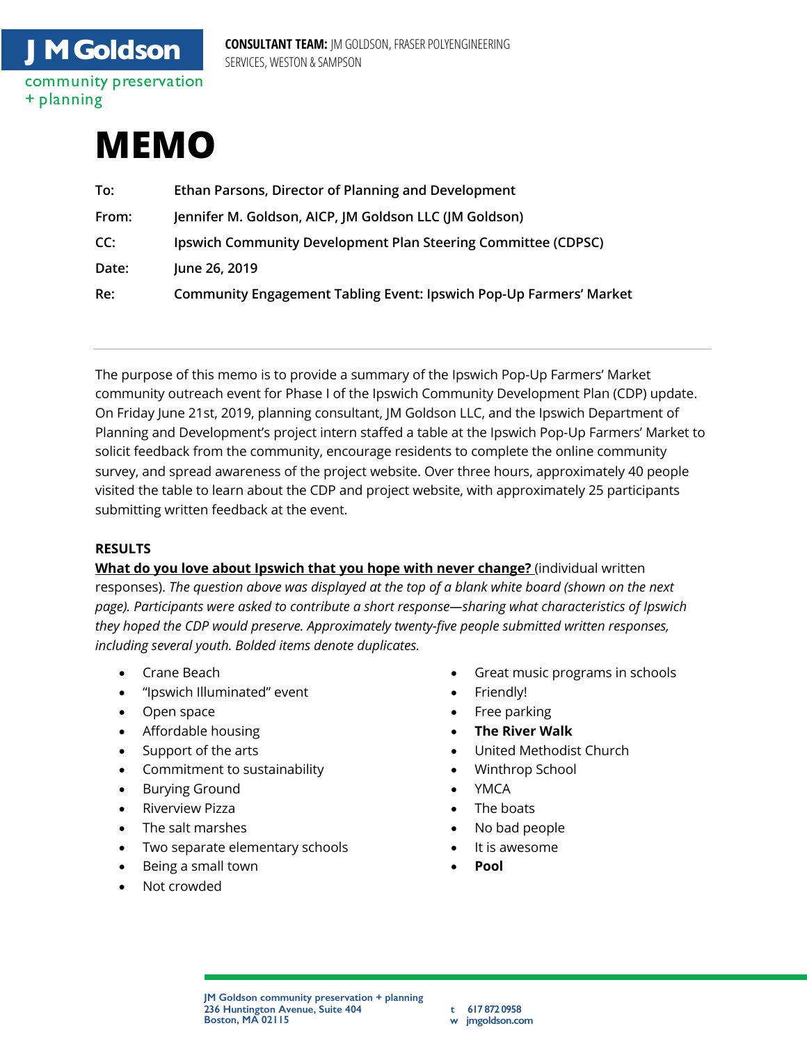**J M Goldson**
community preservation + planning

**CONSULTANT TEAM:** JM GOLDSON, FRASER POLYENGINEERING SERVICES, WESTON & SAMPSON

# MEMO

| | |
|---|---|
| **To:** | **Ethan Parsons, Director of Planning and Development** |
| **From:** | **Jennifer M. Goldson, AICP, JM Goldson LLC (JM Goldson)** |
| **CC:** | **Ipswich Community Development Plan Steering Committee (CDPSC)** |
| **Date:** | **June 26, 2019** |
| **Re:** | **Community Engagement Tabling Event: Ipswich Pop-Up Farmers' Market** |

---

The purpose of this memo is to provide a summary of the Ipswich Pop-Up Farmers' Market community outreach event for Phase I of the Ipswich Community Development Plan (CDP) update. On Friday June 21st, 2019, planning consultant, JM Goldson LLC, and the Ipswich Department of Planning and Development's project intern staffed a table at the Ipswich Pop-Up Farmers' Market to solicit feedback from the community, encourage residents to complete the online community survey, and spread awareness of the project website. Over three hours, approximately 40 people visited the table to learn about the CDP and project website, with approximately 25 participants submitting written feedback at the event.

**RESULTS**

**<u>What do you love about Ipswich that you hope with never change?</u>** (individual written responses). *The question above was displayed at the top of a blank white board (shown on the next page). Participants were asked to contribute a short response—sharing what characteristics of Ipswich they hoped the CDP would preserve. Approximately twenty-five people submitted written responses, including several youth. Bolded items denote duplicates.*

- Crane Beach
- "Ipswich Illuminated" event
- Open space
- Affordable housing
- Support of the arts
- Commitment to sustainability
- Burying Ground
- Riverview Pizza
- The salt marshes
- Two separate elementary schools
- Being a small town
- Not crowded
- Great music programs in schools
- Friendly!
- Free parking
- **The River Walk**
- United Methodist Church
- Winthrop School
- YMCA
- The boats
- No bad people
- It is awesome
- **Pool**

JM Goldson community preservation + planning
236 Huntington Avenue, Suite 404
Boston, MA 02115

t 617 872 0958
w jmgoldson.com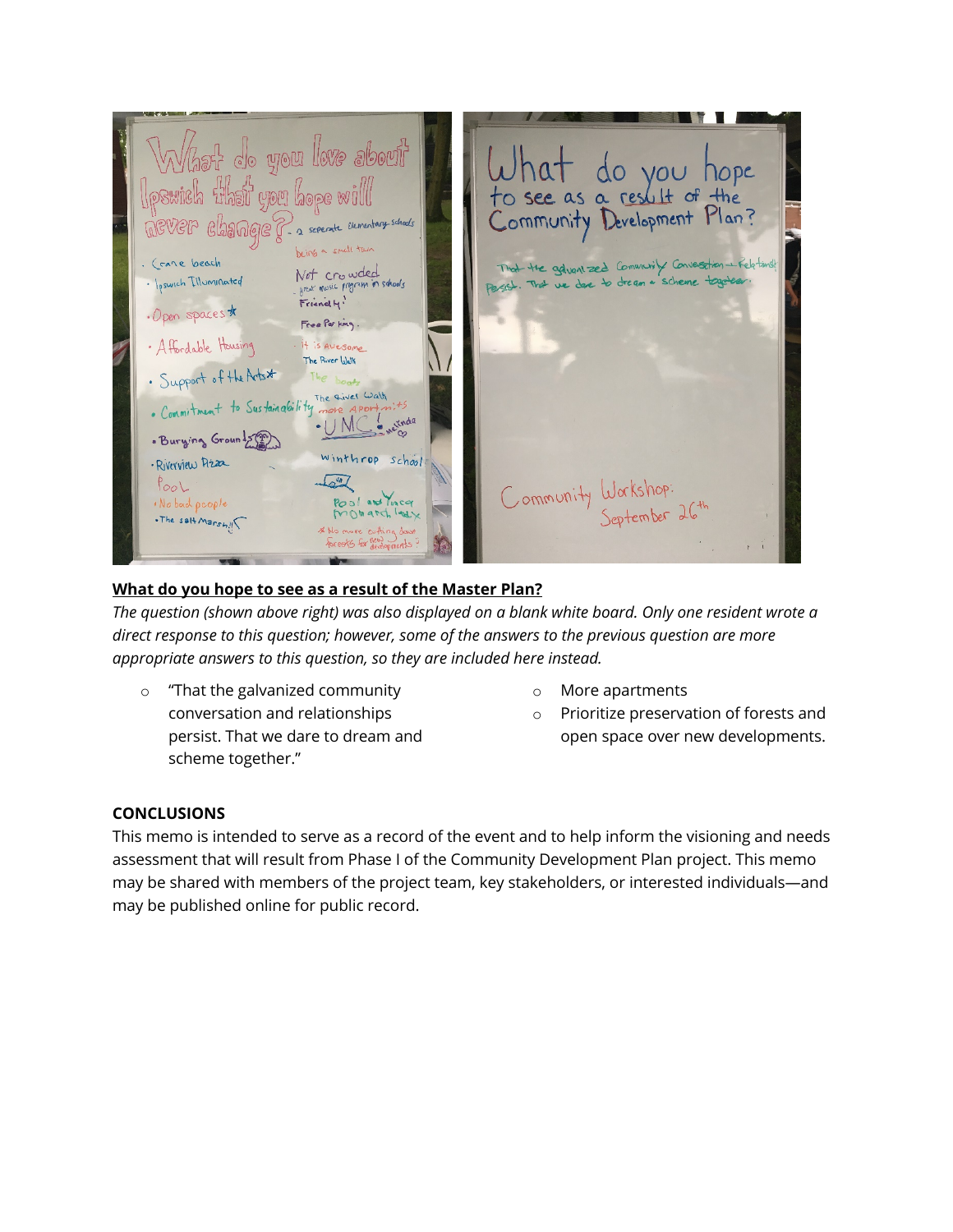**What do you hope to see as a result of the Master Plan?**

*The question (shown above right) was also displayed on a blank white board. Only one resident wrote a direct response to this question; however, some of the answers to the previous question are more appropriate answers to this question, so they are included here instead.*

- "That the galvanized community conversation and relationships persist. That we dare to dream and scheme together."
- More apartments
- Prioritize preservation of forests and open space over new developments.

**CONCLUSIONS**

This memo is intended to serve as a record of the event and to help inform the visioning and needs assessment that will result from Phase I of the Community Development Plan project. This memo may be shared with members of the project team, key stakeholders, or interested individuals—and may be published online for public record.